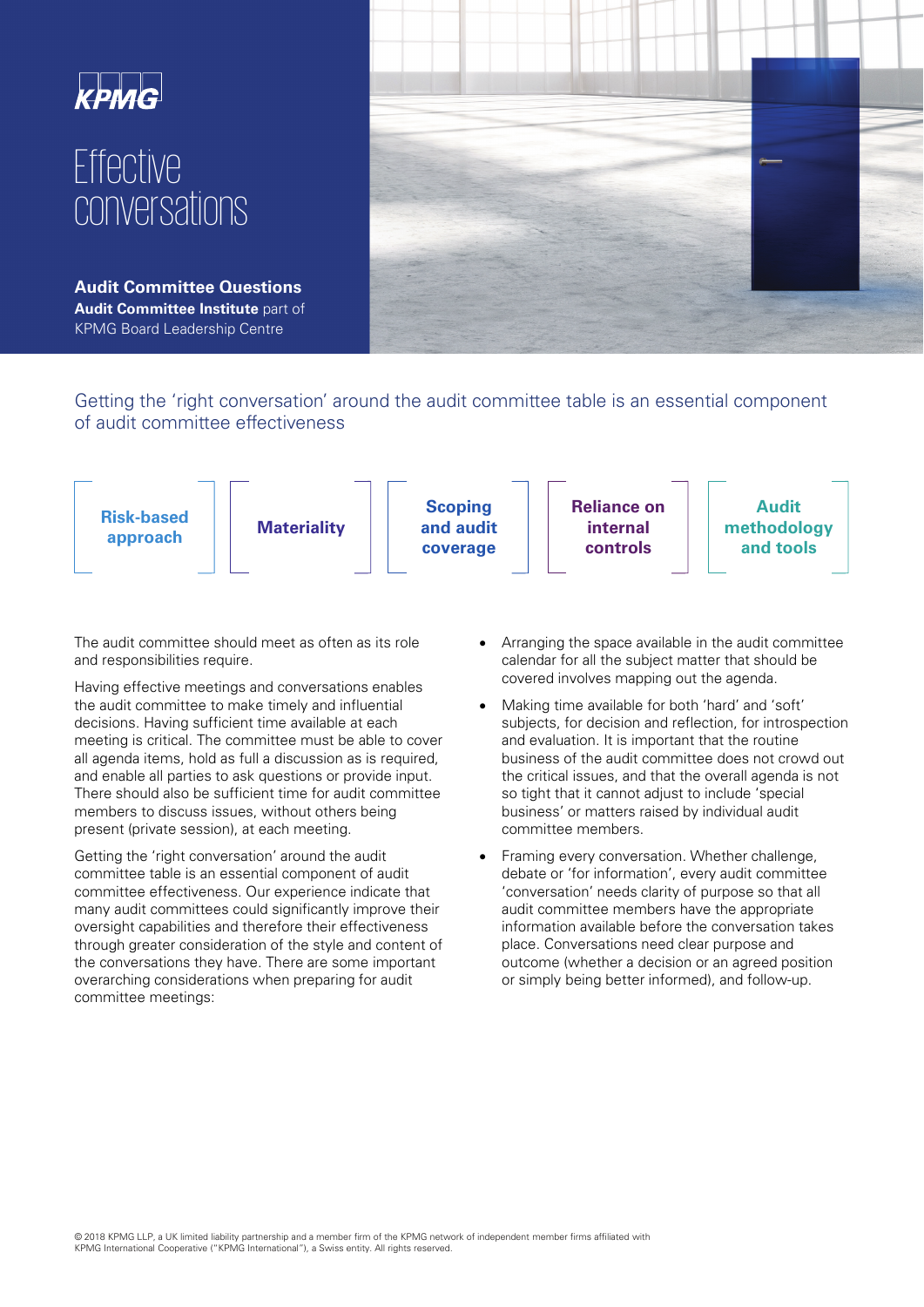# Effective conversations

**Audit Committee Questions**
**Audit Committee Institute** part of KPMG Board Leadership Centre

Getting the 'right conversation' around the audit committee table is an essential component of audit committee effectiveness

**Risk-based approach** | **Materiality** | **Scoping and audit coverage** | **Reliance on internal controls** | **Audit methodology and tools**

The audit committee should meet as often as its role and responsibilities require.

Having effective meetings and conversations enables the audit committee to make timely and influential decisions. Having sufficient time available at each meeting is critical. The committee must be able to cover all agenda items, hold as full a discussion as is required, and enable all parties to ask questions or provide input. There should also be sufficient time for audit committee members to discuss issues, without others being present (private session), at each meeting.

Getting the 'right conversation' around the audit committee table is an essential component of audit committee effectiveness. Our experience indicate that many audit committees could significantly improve their oversight capabilities and therefore their effectiveness through greater consideration of the style and content of the conversations they have. There are some important overarching considerations when preparing for audit committee meetings:

- Arranging the space available in the audit committee calendar for all the subject matter that should be covered involves mapping out the agenda.
- Making time available for both 'hard' and 'soft' subjects, for decision and reflection, for introspection and evaluation. It is important that the routine business of the audit committee does not crowd out the critical issues, and that the overall agenda is not so tight that it cannot adjust to include 'special business' or matters raised by individual audit committee members.
- Framing every conversation. Whether challenge, debate or 'for information', every audit committee 'conversation' needs clarity of purpose so that all audit committee members have the appropriate information available before the conversation takes place. Conversations need clear purpose and outcome (whether a decision or an agreed position or simply being better informed), and follow-up.

© 2018 KPMG LLP, a UK limited liability partnership and a member firm of the KPMG network of independent member firms affiliated with KPMG International Cooperative ("KPMG International"), a Swiss entity. All rights reserved.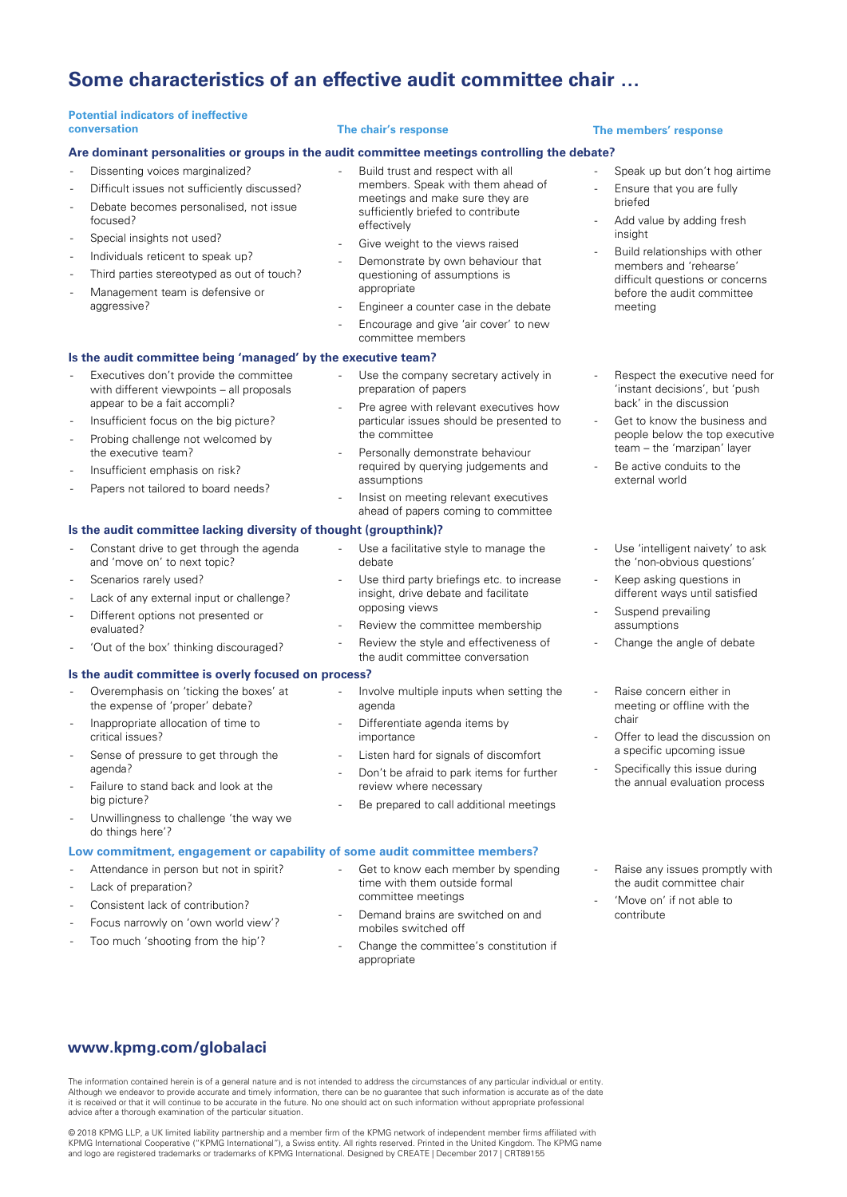# Some characteristics of an effective audit committee chair …

| Potential indicators of ineffective conversation | The chair's response | The members' response |
| --- | --- | --- |
| **Are dominant personalities or groups in the audit committee meetings controlling the debate?** | | |
| - Dissenting voices marginalized?<br>- Difficult issues not sufficiently discussed?<br>- Debate becomes personalised, not issue focused?<br>- Special insights not used?<br>- Individuals reticent to speak up?<br>- Third parties stereotyped as out of touch?<br>- Management team is defensive or aggressive? | - Build trust and respect with all members. Speak with them ahead of meetings and make sure they are sufficiently briefed to contribute effectively<br>- Give weight to the views raised<br>- Demonstrate by own behaviour that questioning of assumptions is appropriate<br>- Engineer a counter case in the debate<br>- Encourage and give 'air cover' to new committee members | - Speak up but don't hog airtime<br>- Ensure that you are fully briefed<br>- Add value by adding fresh insight<br>- Build relationships with other members and 'rehearse' difficult questions or concerns before the audit committee meeting |
| **Is the audit committee being 'managed' by the executive team?** | | |
| - Executives don't provide the committee with different viewpoints – all proposals appear to be a fait accompli?<br>- Insufficient focus on the big picture?<br>- Probing challenge not welcomed by the executive team?<br>- Insufficient emphasis on risk?<br>- Papers not tailored to board needs? | - Use the company secretary actively in preparation of papers<br>- Pre agree with relevant executives how particular issues should be presented to the committee<br>- Personally demonstrate behaviour required by querying judgements and assumptions<br>- Insist on meeting relevant executives ahead of papers coming to committee | - Respect the executive need for 'instant decisions', but 'push back' in the discussion<br>- Get to know the business and people below the top executive team – the 'marzipan' layer<br>- Be active conduits to the external world |
| **Is the audit committee lacking diversity of thought (groupthink)?** | | |
| - Constant drive to get through the agenda and 'move on' to next topic?<br>- Scenarios rarely used?<br>- Lack of any external input or challenge?<br>- Different options not presented or evaluated?<br>- 'Out of the box' thinking discouraged? | - Use a facilitative style to manage the debate<br>- Use third party briefings etc. to increase insight, drive debate and facilitate opposing views<br>- Review the committee membership<br>- Review the style and effectiveness of the audit committee conversation | - Use 'intelligent naivety' to ask the 'non-obvious questions'<br>- Keep asking questions in different ways until satisfied<br>- Suspend prevailing assumptions<br>- Change the angle of debate |
| **Is the audit committee is overly focused on process?** | | |
| - Overemphasis on 'ticking the boxes' at the expense of 'proper' debate?<br>- Inappropriate allocation of time to critical issues?<br>- Sense of pressure to get through the agenda?<br>- Failure to stand back and look at the big picture?<br>- Unwillingness to challenge 'the way we do things here'? | - Involve multiple inputs when setting the agenda<br>- Differentiate agenda items by importance<br>- Listen hard for signals of discomfort<br>- Don't be afraid to park items for further review where necessary<br>- Be prepared to call additional meetings | - Raise concern either in meeting or offline with the chair<br>- Offer to lead the discussion on a specific upcoming issue<br>- Specifically this issue during the annual evaluation process |
| **Low commitment, engagement or capability of some audit committee members?** | | |
| - Attendance in person but not in spirit?<br>- Lack of preparation?<br>- Consistent lack of contribution?<br>- Focus narrowly on 'own world view'?<br>- Too much 'shooting from the hip'? | - Get to know each member by spending time with them outside formal committee meetings<br>- Demand brains are switched on and mobiles switched off<br>- Change the committee's constitution if appropriate | - Raise any issues promptly with the audit committee chair<br>- 'Move on' if not able to contribute |

**www.kpmg.com/globalaci**

The information contained herein is of a general nature and is not intended to address the circumstances of any particular individual or entity. Although we endeavor to provide accurate and timely information, there can be no guarantee that such information is accurate as of the date it is received or that it will continue to be accurate in the future. No one should act on such information without appropriate professional advice after a thorough examination of the particular situation.

© 2018 KPMG LLP, a UK limited liability partnership and a member firm of the KPMG network of independent member firms affiliated with KPMG International Cooperative ("KPMG International"), a Swiss entity. All rights reserved. Printed in the United Kingdom. The KPMG name and logo are registered trademarks or trademarks of KPMG International. Designed by CREATE | December 2017 | CRT89155